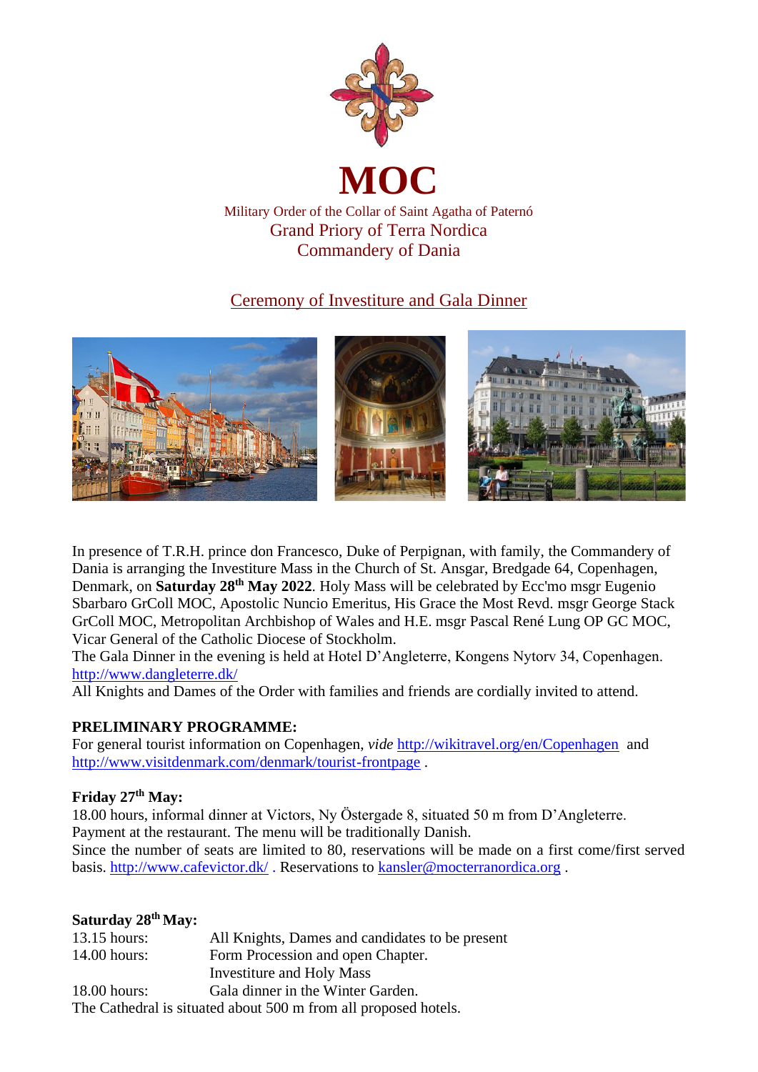# MOC

Military Order of the Collar of Saint Agatha of Paternó
Grand Priory of Terra Nordica
Commandery of Dania

## Ceremony of Investiture and Gala Dinner

In presence of T.R.H. prince don Francesco, Duke of Perpignan, with family, the Commandery of Dania is arranging the Investiture Mass in the Church of St. Ansgar, Bredgade 64, Copenhagen, Denmark, on **Saturday 28th May 2022**. Holy Mass will be celebrated by Ecc'mo msgr Eugenio Sbarbaro GrColl MOC, Apostolic Nuncio Emeritus, His Grace the Most Revd. msgr George Stack GrColl MOC, Metropolitan Archbishop of Wales and H.E. msgr Pascal René Lung OP GC MOC, Vicar General of the Catholic Diocese of Stockholm.
The Gala Dinner in the evening is held at Hotel D'Angleterre, Kongens Nytorv 34, Copenhagen. http://www.dangleterre.dk/
All Knights and Dames of the Order with families and friends are cordially invited to attend.

**PRELIMINARY PROGRAMME:**
For general tourist information on Copenhagen, *vide* http://wikitravel.org/en/Copenhagen and http://www.visitdenmark.com/denmark/tourist-frontpage .

**Friday 27th May:**
18.00 hours, informal dinner at Victors, Ny Östergade 8, situated 50 m from D'Angleterre.
Payment at the restaurant. The menu will be traditionally Danish.
Since the number of seats are limited to 80, reservations will be made on a first come/first served basis. http://www.cafevictor.dk/ . Reservations to kansler@mocterranordica.org .

**Saturday 28th May:**
13.15 hours: All Knights, Dames and candidates to be present
14.00 hours: Form Procession and open Chapter.
Investiture and Holy Mass
18.00 hours: Gala dinner in the Winter Garden.
The Cathedral is situated about 500 m from all proposed hotels.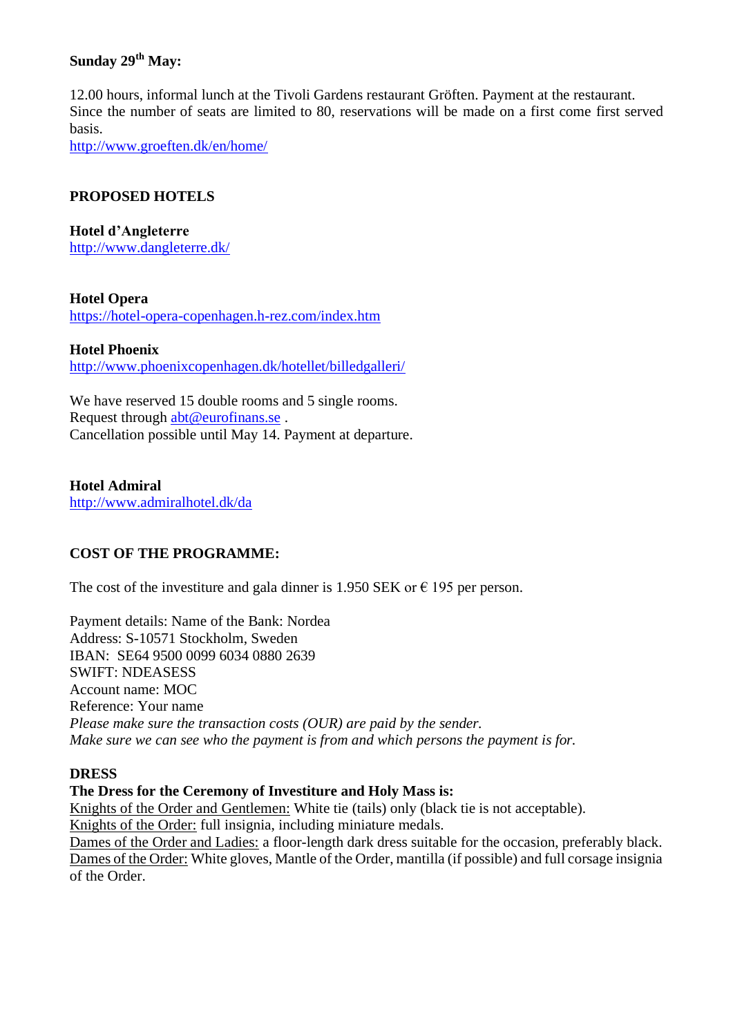**Sunday 29th May:**

12.00 hours, informal lunch at the Tivoli Gardens restaurant Gröften. Payment at the restaurant. Since the number of seats are limited to 80, reservations will be made on a first come first served basis.
http://www.groeften.dk/en/home/

**PROPOSED HOTELS**

**Hotel d'Angleterre**
http://www.dangleterre.dk/

**Hotel Opera**
https://hotel-opera-copenhagen.h-rez.com/index.htm

**Hotel Phoenix**
http://www.phoenixcopenhagen.dk/hotellet/billedgalleri/

We have reserved 15 double rooms and 5 single rooms.
Request through abt@eurofinans.se .
Cancellation possible until May 14. Payment at departure.

**Hotel Admiral**
http://www.admiralhotel.dk/da

**COST OF THE PROGRAMME:**

The cost of the investiture and gala dinner is 1.950 SEK or € 195 per person.

Payment details: Name of the Bank: Nordea
Address: S-10571 Stockholm, Sweden
IBAN: SE64 9500 0099 6034 0880 2639
SWIFT: NDEASESS
Account name: MOC
Reference: Your name
*Please make sure the transaction costs (OUR) are paid by the sender.*
*Make sure we can see who the payment is from and which persons the payment is for.*

**DRESS**
**The Dress for the Ceremony of Investiture and Holy Mass is:**
Knights of the Order and Gentlemen: White tie (tails) only (black tie is not acceptable).
Knights of the Order: full insignia, including miniature medals.
Dames of the Order and Ladies: a floor-length dark dress suitable for the occasion, preferably black.
Dames of the Order: White gloves, Mantle of the Order, mantilla (if possible) and full corsage insignia of the Order.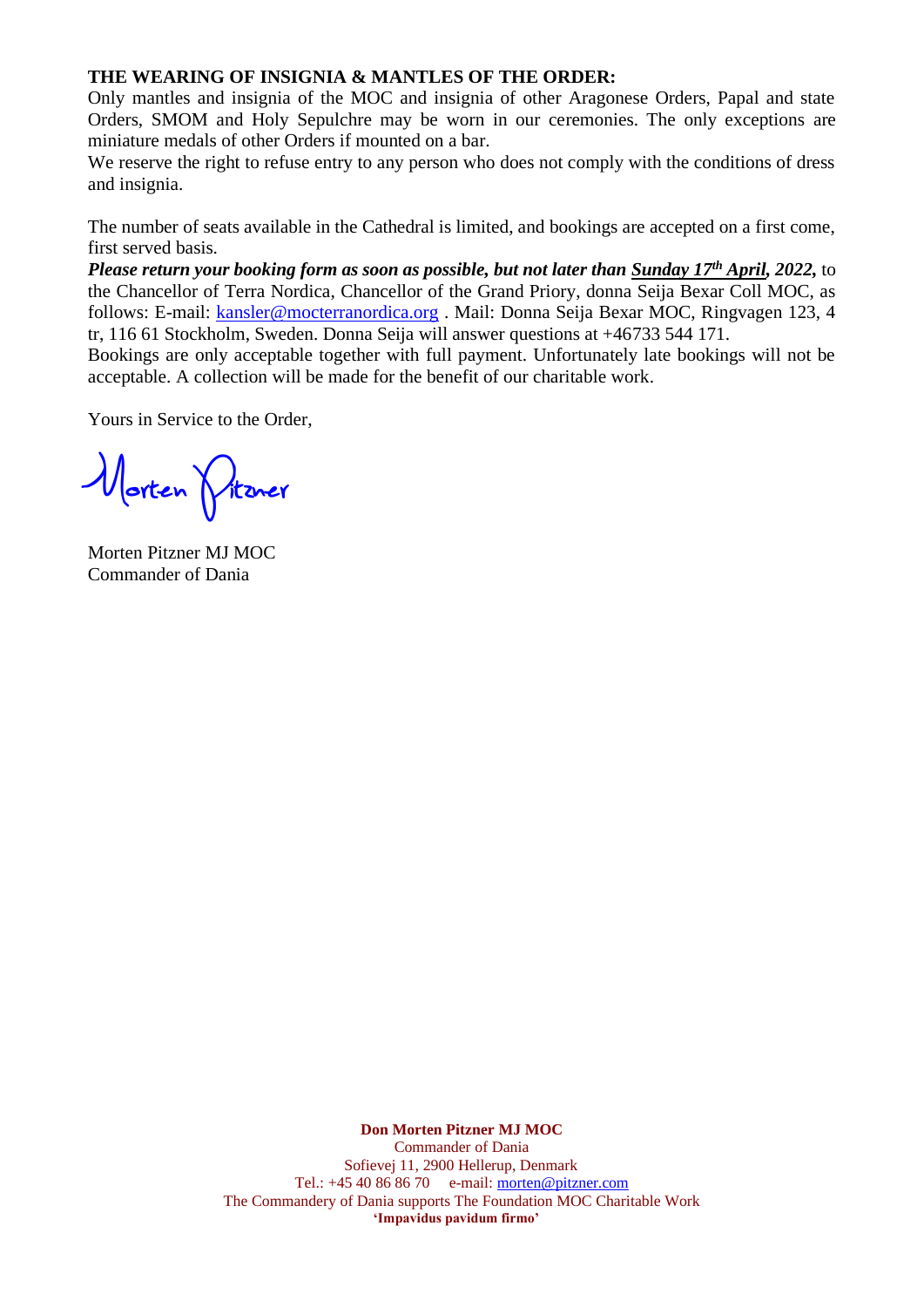**THE WEARING OF INSIGNIA & MANTLES OF THE ORDER:**
Only mantles and insignia of the MOC and insignia of other Aragonese Orders, Papal and state Orders, SMOM and Holy Sepulchre may be worn in our ceremonies. The only exceptions are miniature medals of other Orders if mounted on a bar.
We reserve the right to refuse entry to any person who does not comply with the conditions of dress and insignia.

The number of seats available in the Cathedral is limited, and bookings are accepted on a first come, first served basis.
***Please return your booking form as soon as possible, but not later than <u>Sunday 17th April</u>, 2022,*** to the Chancellor of Terra Nordica, Chancellor of the Grand Priory, donna Seija Bexar Coll MOC, as follows: E-mail: kansler@mocterranordica.org . Mail: Donna Seija Bexar MOC, Ringvagen 123, 4 tr, 116 61 Stockholm, Sweden. Donna Seija will answer questions at +46733 544 171.
Bookings are only acceptable together with full payment. Unfortunately late bookings will not be acceptable. A collection will be made for the benefit of our charitable work.

Yours in Service to the Order,

Morten Pitzner

Morten Pitzner MJ MOC
Commander of Dania

**Don Morten Pitzner MJ MOC**
Commander of Dania
Sofievej 11, 2900 Hellerup, Denmark
Tel.: +45 40 86 86 70 e-mail: morten@pitzner.com
The Commandery of Dania supports The Foundation MOC Charitable Work
**'Impavidus pavidum firmo'**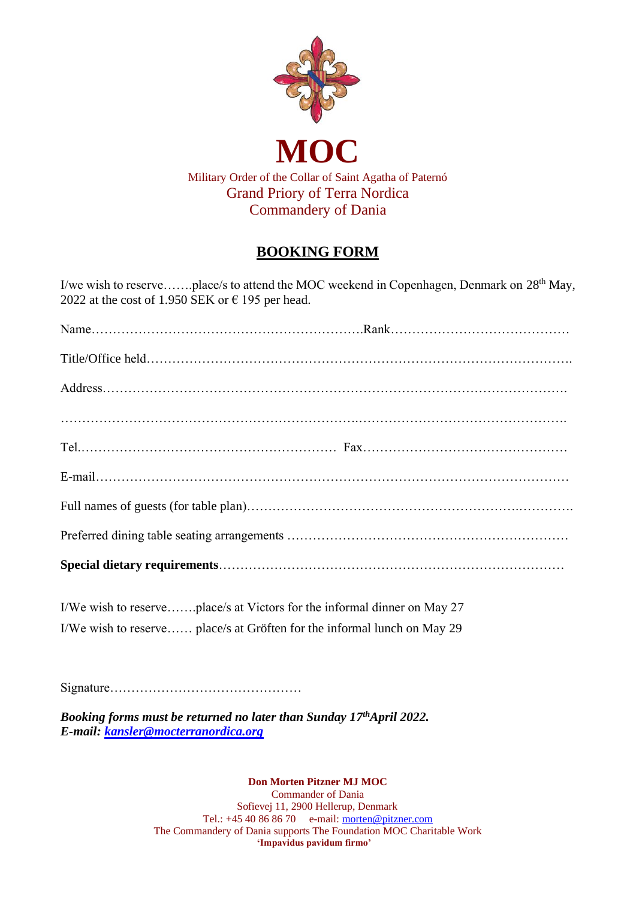# MOC

Military Order of the Collar of Saint Agatha of Paternó
Grand Priory of Terra Nordica
Commandery of Dania

## BOOKING FORM

I/we wish to reserve…….place/s to attend the MOC weekend in Copenhagen, Denmark on 28th May, 2022 at the cost of 1.950 SEK or € 195 per head.

Name……………………………………………………….Rank……………………………………

Title/Office held……………………………………………………………………………………….

Address………………………………………………………………………………………………….

………………………………………………………………………………………………………….

Tel.…………………………………………………… Fax…………………………………………

E-mail……………………………………………………………………………………………………

Full names of guests (for table plan)……………………………………………………………….

Preferred dining table seating arrangements ……………………………………………………….

**Special dietary requirements**……………………………………………………………………

I/We wish to reserve…….place/s at Victors for the informal dinner on May 27

I/We wish to reserve…… place/s at Gröften for the informal lunch on May 29

Signature………………………………………

***Booking forms must be returned no later than Sunday 17th April 2022.***
***E-mail: kansler@mocterranordica.org***

**Don Morten Pitzner MJ MOC**
Commander of Dania
Sofievej 11, 2900 Hellerup, Denmark
Tel.: +45 40 86 86 70 e-mail: morten@pitzner.com
The Commandery of Dania supports The Foundation MOC Charitable Work
**'Impavidus pavidum firmo'**